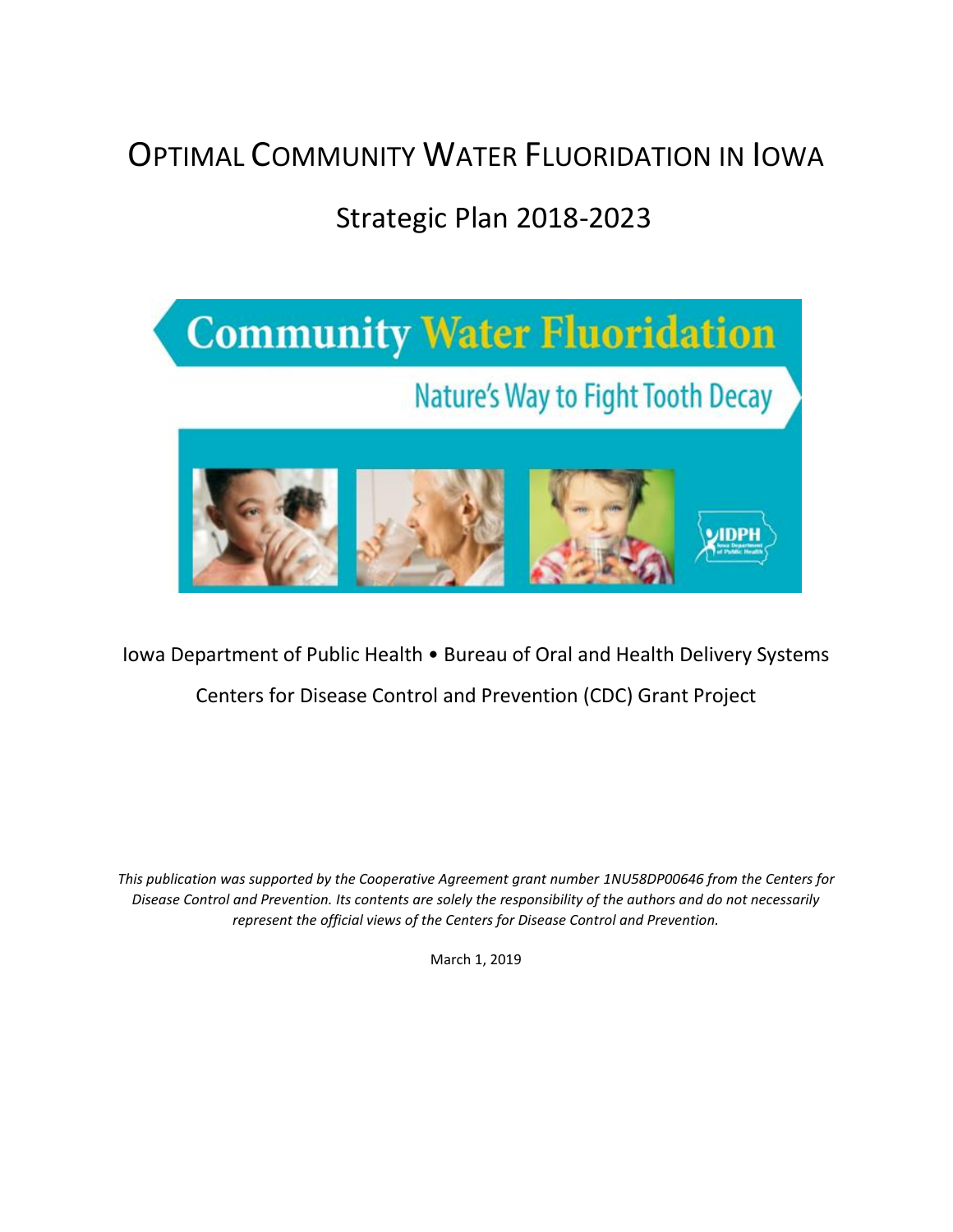# OPTIMAL COMMUNITY WATER FLUORIDATION IN IOWA

## Strategic Plan 2018-2023

Community Water Fluoridation

Nature's Way to Fight Tooth Decay

Iowa Department of Public Health • Bureau of Oral and Health Delivery Systems

Centers for Disease Control and Prevention (CDC) Grant Project

*This publication was supported by the Cooperative Agreement grant number 1NU58DP00646 from the Centers for Disease Control and Prevention. Its contents are solely the responsibility of the authors and do not necessarily represent the official views of the Centers for Disease Control and Prevention.*

March 1, 2019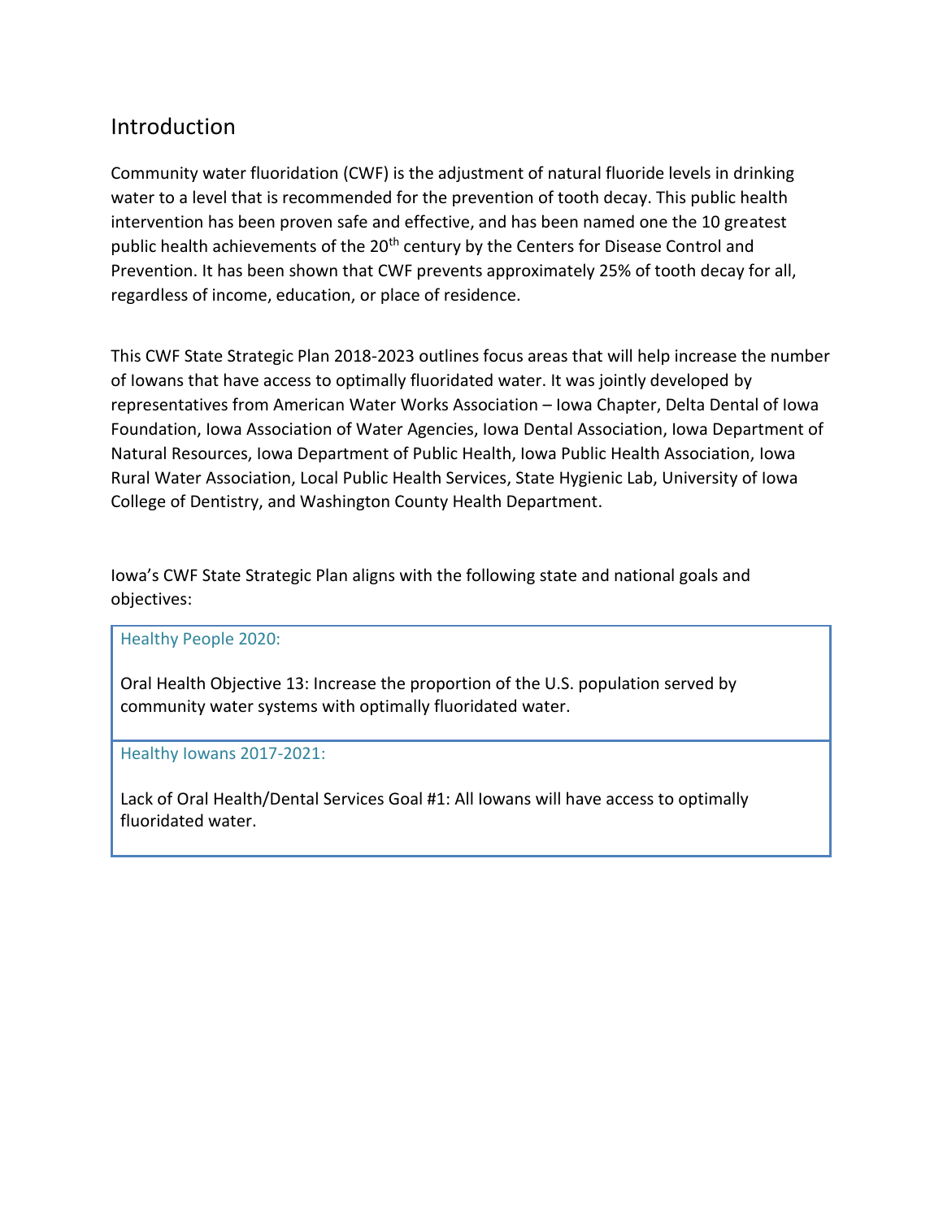## Introduction

Community water fluoridation (CWF) is the adjustment of natural fluoride levels in drinking water to a level that is recommended for the prevention of tooth decay. This public health intervention has been proven safe and effective, and has been named one the 10 greatest public health achievements of the 20th century by the Centers for Disease Control and Prevention. It has been shown that CWF prevents approximately 25% of tooth decay for all, regardless of income, education, or place of residence.

This CWF State Strategic Plan 2018-2023 outlines focus areas that will help increase the number of Iowans that have access to optimally fluoridated water. It was jointly developed by representatives from American Water Works Association – Iowa Chapter, Delta Dental of Iowa Foundation, Iowa Association of Water Agencies, Iowa Dental Association, Iowa Department of Natural Resources, Iowa Department of Public Health, Iowa Public Health Association, Iowa Rural Water Association, Local Public Health Services, State Hygienic Lab, University of Iowa College of Dentistry, and Washington County Health Department.

Iowa's CWF State Strategic Plan aligns with the following state and national goals and objectives:

### Healthy People 2020:

Oral Health Objective 13: Increase the proportion of the U.S. population served by community water systems with optimally fluoridated water.

### Healthy Iowans 2017-2021:

Lack of Oral Health/Dental Services Goal #1: All Iowans will have access to optimally fluoridated water.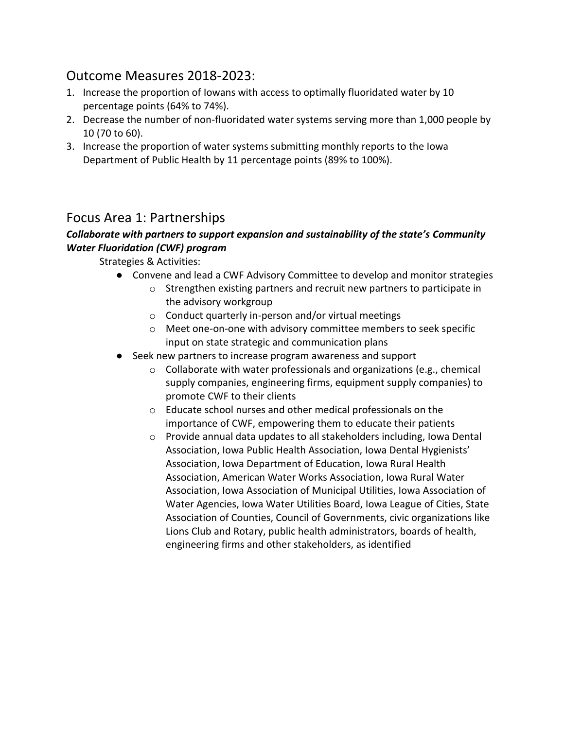## Outcome Measures 2018-2023:

1. Increase the proportion of Iowans with access to optimally fluoridated water by 10 percentage points (64% to 74%).
2. Decrease the number of non-fluoridated water systems serving more than 1,000 people by 10 (70 to 60).
3. Increase the proportion of water systems submitting monthly reports to the Iowa Department of Public Health by 11 percentage points (89% to 100%).

## Focus Area 1: Partnerships

***Collaborate with partners to support expansion and sustainability of the state's Community Water Fluoridation (CWF) program***

Strategies & Activities:

- Convene and lead a CWF Advisory Committee to develop and monitor strategies
  - Strengthen existing partners and recruit new partners to participate in the advisory workgroup
  - Conduct quarterly in-person and/or virtual meetings
  - Meet one-on-one with advisory committee members to seek specific input on state strategic and communication plans
- Seek new partners to increase program awareness and support
  - Collaborate with water professionals and organizations (e.g., chemical supply companies, engineering firms, equipment supply companies) to promote CWF to their clients
  - Educate school nurses and other medical professionals on the importance of CWF, empowering them to educate their patients
  - Provide annual data updates to all stakeholders including, Iowa Dental Association, Iowa Public Health Association, Iowa Dental Hygienists' Association, Iowa Department of Education, Iowa Rural Health Association, American Water Works Association, Iowa Rural Water Association, Iowa Association of Municipal Utilities, Iowa Association of Water Agencies, Iowa Water Utilities Board, Iowa League of Cities, State Association of Counties, Council of Governments, civic organizations like Lions Club and Rotary, public health administrators, boards of health, engineering firms and other stakeholders, as identified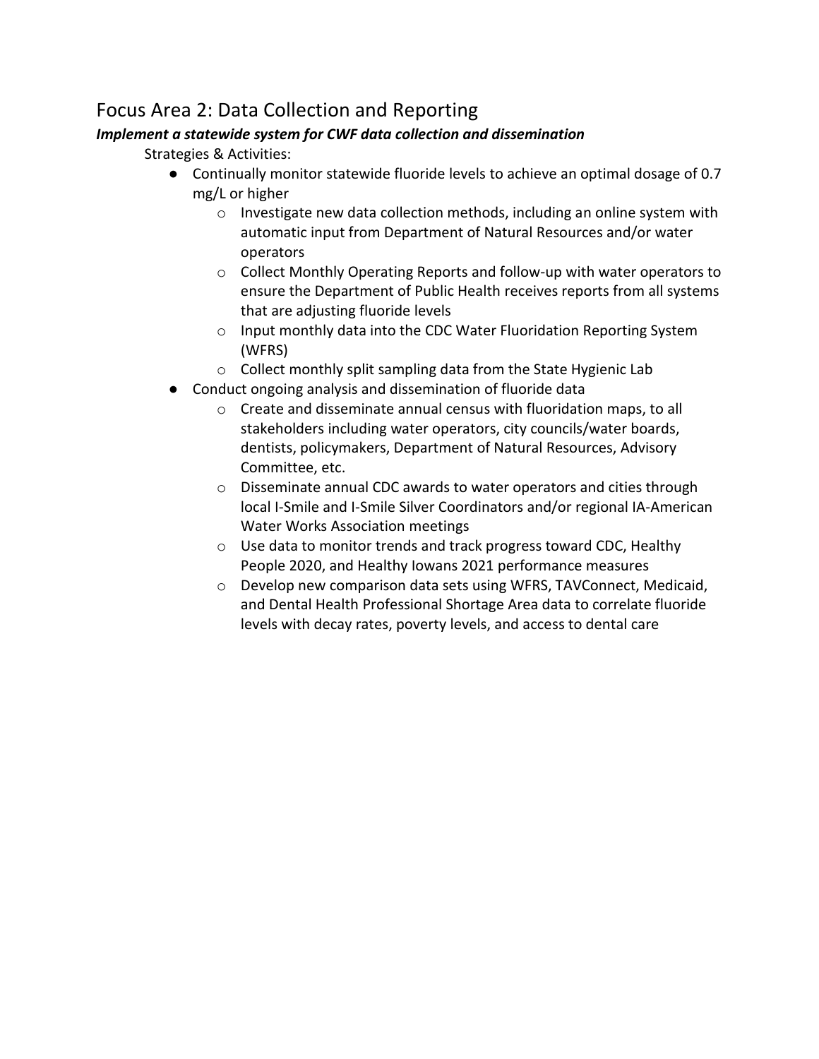## Focus Area 2: Data Collection and Reporting

***Implement a statewide system for CWF data collection and dissemination***

Strategies & Activities:

- Continually monitor statewide fluoride levels to achieve an optimal dosage of 0.7 mg/L or higher
    - Investigate new data collection methods, including an online system with automatic input from Department of Natural Resources and/or water operators
    - Collect Monthly Operating Reports and follow-up with water operators to ensure the Department of Public Health receives reports from all systems that are adjusting fluoride levels
    - Input monthly data into the CDC Water Fluoridation Reporting System (WFRS)
    - Collect monthly split sampling data from the State Hygienic Lab
- Conduct ongoing analysis and dissemination of fluoride data
    - Create and disseminate annual census with fluoridation maps, to all stakeholders including water operators, city councils/water boards, dentists, policymakers, Department of Natural Resources, Advisory Committee, etc.
    - Disseminate annual CDC awards to water operators and cities through local I-Smile and I-Smile Silver Coordinators and/or regional IA-American Water Works Association meetings
    - Use data to monitor trends and track progress toward CDC, Healthy People 2020, and Healthy Iowans 2021 performance measures
    - Develop new comparison data sets using WFRS, TAVConnect, Medicaid, and Dental Health Professional Shortage Area data to correlate fluoride levels with decay rates, poverty levels, and access to dental care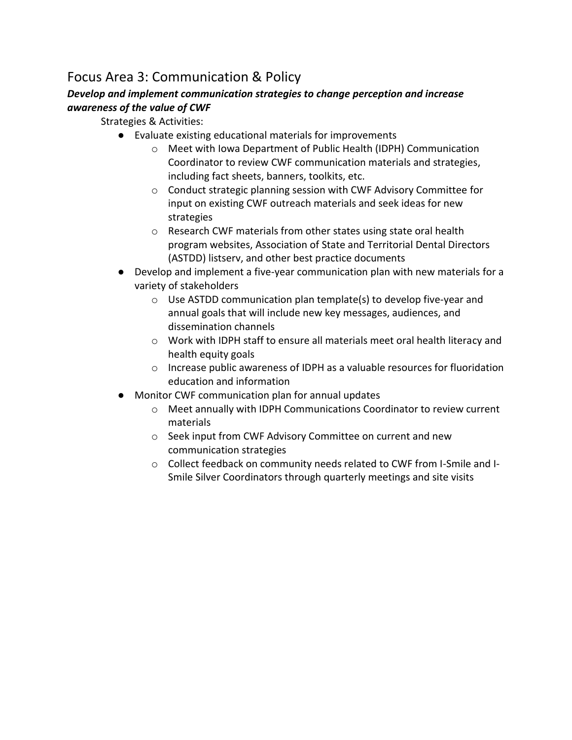## Focus Area 3: Communication & Policy

***Develop and implement communication strategies to change perception and increase awareness of the value of CWF***

Strategies & Activities:

- Evaluate existing educational materials for improvements
    - Meet with Iowa Department of Public Health (IDPH) Communication Coordinator to review CWF communication materials and strategies, including fact sheets, banners, toolkits, etc.
    - Conduct strategic planning session with CWF Advisory Committee for input on existing CWF outreach materials and seek ideas for new strategies
    - Research CWF materials from other states using state oral health program websites, Association of State and Territorial Dental Directors (ASTDD) listserv, and other best practice documents
- Develop and implement a five-year communication plan with new materials for a variety of stakeholders
    - Use ASTDD communication plan template(s) to develop five-year and annual goals that will include new key messages, audiences, and dissemination channels
    - Work with IDPH staff to ensure all materials meet oral health literacy and health equity goals
    - Increase public awareness of IDPH as a valuable resources for fluoridation education and information
- Monitor CWF communication plan for annual updates
    - Meet annually with IDPH Communications Coordinator to review current materials
    - Seek input from CWF Advisory Committee on current and new communication strategies
    - Collect feedback on community needs related to CWF from I-Smile and I-Smile Silver Coordinators through quarterly meetings and site visits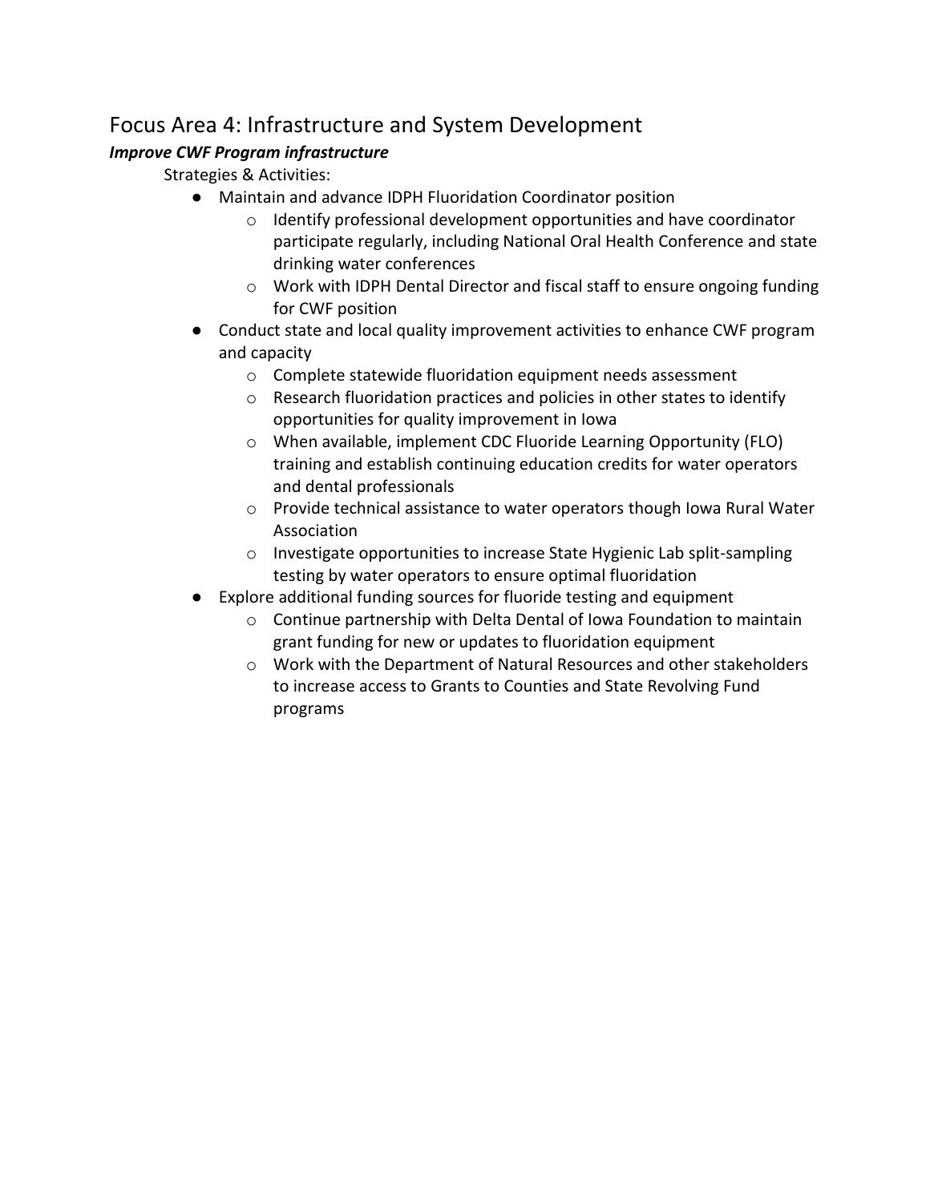## Focus Area 4: Infrastructure and System Development

***Improve CWF Program infrastructure***

Strategies & Activities:

- Maintain and advance IDPH Fluoridation Coordinator position
  - Identify professional development opportunities and have coordinator participate regularly, including National Oral Health Conference and state drinking water conferences
  - Work with IDPH Dental Director and fiscal staff to ensure ongoing funding for CWF position
- Conduct state and local quality improvement activities to enhance CWF program and capacity
  - Complete statewide fluoridation equipment needs assessment
  - Research fluoridation practices and policies in other states to identify opportunities for quality improvement in Iowa
  - When available, implement CDC Fluoride Learning Opportunity (FLO) training and establish continuing education credits for water operators and dental professionals
  - Provide technical assistance to water operators though Iowa Rural Water Association
  - Investigate opportunities to increase State Hygienic Lab split-sampling testing by water operators to ensure optimal fluoridation
- Explore additional funding sources for fluoride testing and equipment
  - Continue partnership with Delta Dental of Iowa Foundation to maintain grant funding for new or updates to fluoridation equipment
  - Work with the Department of Natural Resources and other stakeholders to increase access to Grants to Counties and State Revolving Fund programs